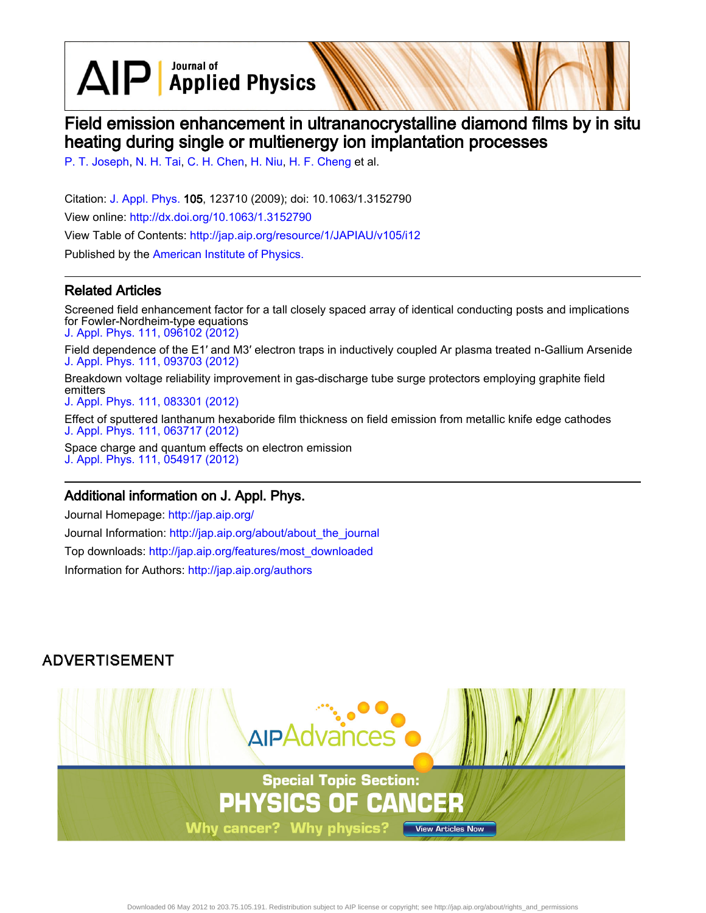# Field emission enhancement in ultrananocrystalline diamond films by in situ heating during single or multienergy ion implantation processes

P. T. Joseph, N. H. Tai, C. H. Chen, H. Niu, H. F. Cheng et al.

Citation: J. Appl. Phys. **105**, 123710 (2009); doi: 10.1063/1.3152790

View online: http://dx.doi.org/10.1063/1.3152790

View Table of Contents: http://jap.aip.org/resource/1/JAPIAU/v105/i12

Published by the American Institute of Physics.

## Related Articles

Screened field enhancement factor for a tall closely spaced array of identical conducting posts and implications for Fowler-Nordheim-type equations
J. Appl. Phys. 111, 096102 (2012)

Field dependence of the E1′ and M3′ electron traps in inductively coupled Ar plasma treated n-Gallium Arsenide
J. Appl. Phys. 111, 093703 (2012)

Breakdown voltage reliability improvement in gas-discharge tube surge protectors employing graphite field emitters
J. Appl. Phys. 111, 083301 (2012)

Effect of sputtered lanthanum hexaboride film thickness on field emission from metallic knife edge cathodes
J. Appl. Phys. 111, 063717 (2012)

Space charge and quantum effects on electron emission
J. Appl. Phys. 111, 054917 (2012)

## Additional information on J. Appl. Phys.

Journal Homepage: http://jap.aip.org/

Journal Information: http://jap.aip.org/about/about_the_journal

Top downloads: http://jap.aip.org/features/most_downloaded

Information for Authors: http://jap.aip.org/authors

ADVERTISEMENT

AIP Advances

Special Topic Section: PHYSICS OF CANCER

Why cancer? Why physics? View Articles Now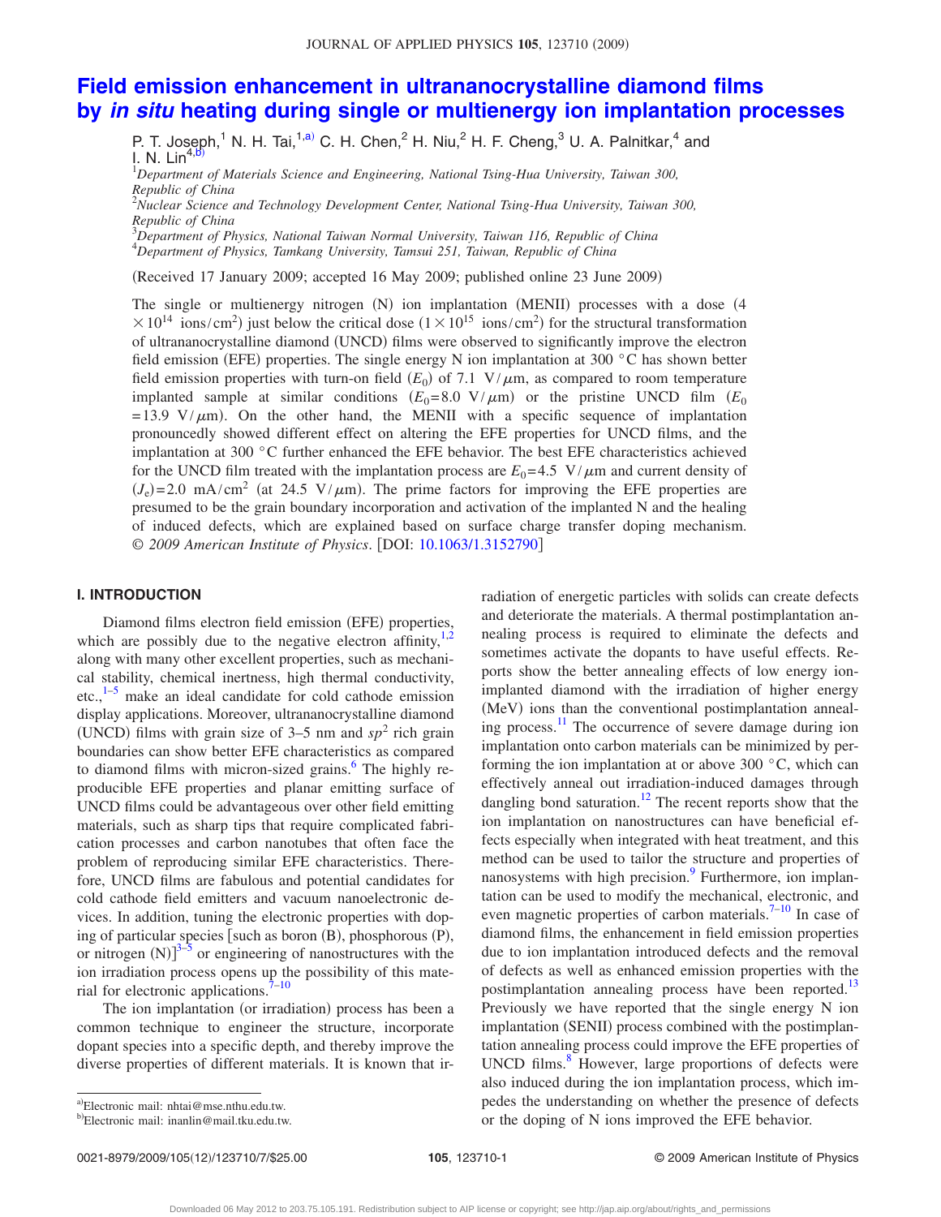# Field emission enhancement in ultrananocrystalline diamond films by *in situ* heating during single or multienergy ion implantation processes

P. T. Joseph,[1] N. H. Tai,[1,a)] C. H. Chen,[2] H. Niu,[2] H. F. Cheng,[3] U. A. Palnitkar,[4] and I. N. Lin[4,b)]

[1]*Department of Materials Science and Engineering, National Tsing-Hua University, Taiwan 300, Republic of China*
[2]*Nuclear Science and Technology Development Center, National Tsing-Hua University, Taiwan 300, Republic of China*
[3]*Department of Physics, National Taiwan Normal University, Taiwan 116, Republic of China*
[4]*Department of Physics, Tamkang University, Tamsui 251, Taiwan, Republic of China*

(Received 17 January 2009; accepted 16 May 2009; published online 23 June 2009)

The single or multienergy nitrogen (N) ion implantation (MENII) processes with a dose ($4 \times 10^{14}$ ions/cm$^2$) just below the critical dose ($1 \times 10^{15}$ ions/cm$^2$) for the structural transformation of ultrananocrystalline diamond (UNCD) films were observed to significantly improve the electron field emission (EFE) properties. The single energy N ion implantation at 300 °C has shown better field emission properties with turn-on field ($E_0$) of 7.1 V/$\mu$m, as compared to room temperature implanted sample at similar conditions ($E_0$=8.0 V/$\mu$m) or the pristine UNCD film ($E_0$=13.9 V/$\mu$m). On the other hand, the MENII with a specific sequence of implantation pronouncedly showed different effect on altering the EFE properties for UNCD films, and the implantation at 300 °C further enhanced the EFE behavior. The best EFE characteristics achieved for the UNCD film treated with the implantation process are $E_0$=4.5 V/$\mu$m and current density of ($J_e$)=2.0 mA/cm$^2$ (at 24.5 V/$\mu$m). The prime factors for improving the EFE properties are presumed to be the grain boundary incorporation and activation of the implanted N and the healing of induced defects, which are explained based on surface charge transfer doping mechanism. © *2009 American Institute of Physics*. [DOI: 10.1063/1.3152790]

## I. INTRODUCTION

Diamond films electron field emission (EFE) properties, which are possibly due to the negative electron affinity,[1,2] along with many other excellent properties, such as mechanical stability, chemical inertness, high thermal conductivity, etc.,[1–5] make an ideal candidate for cold cathode emission display applications. Moreover, ultrananocrystalline diamond (UNCD) films with grain size of 3–5 nm and $sp^2$ rich grain boundaries can show better EFE characteristics as compared to diamond films with micron-sized grains.[6] The highly reproducible EFE properties and planar emitting surface of UNCD films could be advantageous over other field emitting materials, such as sharp tips that require complicated fabrication processes and carbon nanotubes that often face the problem of reproducing similar EFE characteristics. Therefore, UNCD films are fabulous and potential candidates for cold cathode field emitters and vacuum nanoelectronic devices. In addition, tuning the electronic properties with doping of particular species [such as boron (B), phosphorous (P), or nitrogen (N)][3–5] or engineering of nanostructures with the ion irradiation process opens up the possibility of this material for electronic applications.[7–10]

The ion implantation (or irradiation) process has been a common technique to engineer the structure, incorporate dopant species into a specific depth, and thereby improve the diverse properties of different materials. It is known that irradiation of energetic particles with solids can create defects and deteriorate the materials. A thermal postimplantation annealing process is required to eliminate the defects and sometimes activate the dopants to have useful effects. Reports show the better annealing effects of low energy ion-implanted diamond with the irradiation of higher energy (MeV) ions than the conventional postimplantation annealing process.[11] The occurrence of severe damage during ion implantation onto carbon materials can be minimized by performing the ion implantation at or above 300 °C, which can effectively anneal out irradiation-induced damages through dangling bond saturation.[12] The recent reports show that the ion implantation on nanostructures can have beneficial effects especially when integrated with heat treatment, and this method can be used to tailor the structure and properties of nanosystems with high precision.[9] Furthermore, ion implantation can be used to modify the mechanical, electronic, and even magnetic properties of carbon materials.[7–10] In case of diamond films, the enhancement in field emission properties due to ion implantation introduced defects and the removal of defects as well as enhanced emission properties with the postimplantation annealing process have been reported.[13] Previously we have reported that the single energy N ion implantation (SENII) process combined with the postimplantation annealing process could improve the EFE properties of UNCD films.[8] However, large proportions of defects were also induced during the ion implantation process, which impedes the understanding on whether the presence of defects or the doping of N ions improved the EFE behavior.

a)Electronic mail: nhtai@mse.nthu.edu.tw.
b)Electronic mail: inanlin@mail.tku.edu.tw.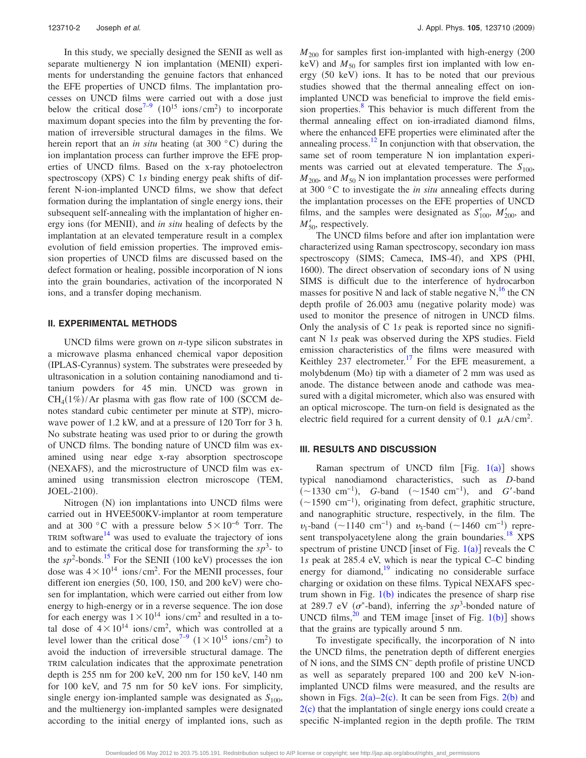In this study, we specially designed the SENII as well as separate multienergy N ion implantation (MENII) experiments for understanding the genuine factors that enhanced the EFE properties of UNCD films. The implantation processes on UNCD films were carried out with a dose just below the critical dose[7–9] ($10^{15}$ ions/cm$^2$) to incorporate maximum dopant species into the film by preventing the formation of irreversible structural damages in the films. We herein report that an *in situ* heating (at 300 °C) during the ion implantation process can further improve the EFE properties of UNCD films. Based on the x-ray photoelectron spectroscopy (XPS) C 1*s* binding energy peak shifts of different N-ion-implanted UNCD films, we show that defect formation during the implantation of single energy ions, their subsequent self-annealing with the implantation of higher energy ions (for MENII), and *in situ* healing of defects by the implantation at an elevated temperature result in a complex evolution of field emission properties. The improved emission properties of UNCD films are discussed based on the defect formation or healing, possible incorporation of N ions into the grain boundaries, activation of the incorporated N ions, and a transfer doping mechanism.

## II. EXPERIMENTAL METHODS

UNCD films were grown on *n*-type silicon substrates in a microwave plasma enhanced chemical vapor deposition (IPLAS-Cyrannus) system. The substrates were preseeded by ultrasonication in a solution containing nanodiamond and titanium powders for 45 min. UNCD was grown in $CH_4$(1%)/Ar plasma with gas flow rate of 100 (SCCM denotes standard cubic centimeter per minute at STP), microwave power of 1.2 kW, and at a pressure of 120 Torr for 3 h. No substrate heating was used prior to or during the growth of UNCD films. The bonding nature of UNCD film was examined using near edge x-ray absorption spectroscope (NEXAFS), and the microstructure of UNCD film was examined using transmission electron microscope (TEM, JOEL-2100).

Nitrogen (N) ion implantations into UNCD films were carried out in HVEE500KV-implantor at room temperature and at 300 °C with a pressure below $5\times10^{-6}$ Torr. The TRIM software[14] was used to evaluate the trajectory of ions and to estimate the critical dose for transforming the $sp^3$- to the $sp^2$-bonds.[15] For the SENII (100 keV) processes the ion dose was $4\times10^{14}$ ions/cm$^2$. For the MENII processes, four different ion energies (50, 100, 150, and 200 keV) were chosen for implantation, which were carried out either from low energy to high-energy or in a reverse sequence. The ion dose for each energy was $1\times10^{14}$ ions/cm$^2$ and resulted in a total dose of $4\times10^{14}$ ions/cm$^2$, which was controlled at a level lower than the critical dose[7–9] ($1\times10^{15}$ ions/cm$^2$) to avoid the induction of irreversible structural damage. The TRIM calculation indicates that the approximate penetration depth is 255 nm for 200 keV, 200 nm for 150 keV, 140 nm for 100 keV, and 75 nm for 50 keV ions. For simplicity, single energy ion-implanted sample was designated as $S_{100}$, and the multienergy ion-implanted samples were designated according to the initial energy of implanted ions, such as $M_{200}$ for samples first ion-implanted with high-energy (200 keV) and $M_{50}$ for samples first ion implanted with low energy (50 keV) ions. It has to be noted that our previous studies showed that the thermal annealing effect on ion-implanted UNCD was beneficial to improve the field emission properties.[8] This behavior is much different from the thermal annealing effect on ion-irradiated diamond films, where the enhanced EFE properties were eliminated after the annealing process.[12] In conjunction with that observation, the same set of room temperature N ion implantation experiments was carried out at elevated temperature. The $S_{100}$, $M_{200}$, and $M_{50}$ N ion implantation processes were performed at 300 °C to investigate the *in situ* annealing effects during the implantation processes on the EFE properties of UNCD films, and the samples were designated as $S'_{100}$, $M'_{200}$, and $M'_{50}$, respectively.

The UNCD films before and after ion implantation were characterized using Raman spectroscopy, secondary ion mass spectroscopy (SIMS; Cameca, IMS-4f), and XPS (PHI, 1600). The direct observation of secondary ions of N using SIMS is difficult due to the interference of hydrocarbon masses for positive N and lack of stable negative N,[16] the CN depth profile of 26.003 amu (negative polarity mode) was used to monitor the presence of nitrogen in UNCD films. Only the analysis of C 1*s* peak is reported since no significant N 1*s* peak was observed during the XPS studies. Field emission characteristics of the films were measured with Keithley 237 electrometer.[17] For the EFE measurement, a molybdenum (Mo) tip with a diameter of 2 mm was used as anode. The distance between anode and cathode was measured with a digital micrometer, which also was ensured with an optical microscope. The turn-on field is designated as the electric field required for a current density of 0.1 $\mu$A/cm$^2$.

## III. RESULTS AND DISCUSSION

Raman spectrum of UNCD film [Fig. 1(a)] shows typical nanodiamond characteristics, such as *D*-band (~1330 cm$^{-1}$), *G*-band (~1540 cm$^{-1}$), and *G'*-band (~1590 cm$^{-1}$), originating from defect, graphitic structure, and nanographitic structure, respectively, in the film. The $\upsilon_1$-band (~1140 cm$^{-1}$) and $\upsilon_3$-band (~1460 cm$^{-1}$) represent transpolyacetylene along the grain boundaries.[18] XPS spectrum of pristine UNCD [inset of Fig. 1(a)] reveals the C 1*s* peak at 285.4 eV, which is near the typical C–C binding energy for diamond,[19] indicating no considerable surface charging or oxidation on these films. Typical NEXAFS spectrum shown in Fig. 1(b) indicates the presence of sharp rise at 289.7 eV ($\sigma^*$-band), inferring the $sp^3$-bonded nature of UNCD films,[20] and TEM image [inset of Fig. 1(b)] shows that the grains are typically around 5 nm.

To investigate specifically, the incorporation of N into the UNCD films, the penetration depth of different energies of N ions, and the SIMS CN$^-$ depth profile of pristine UNCD as well as separately prepared 100 and 200 keV N-ion-implanted UNCD films were measured, and the results are shown in Figs. 2(a)–2(c). It can be seen from Figs. 2(b) and 2(c) that the implantation of single energy ions could create a specific N-implanted region in the depth profile. The TRIM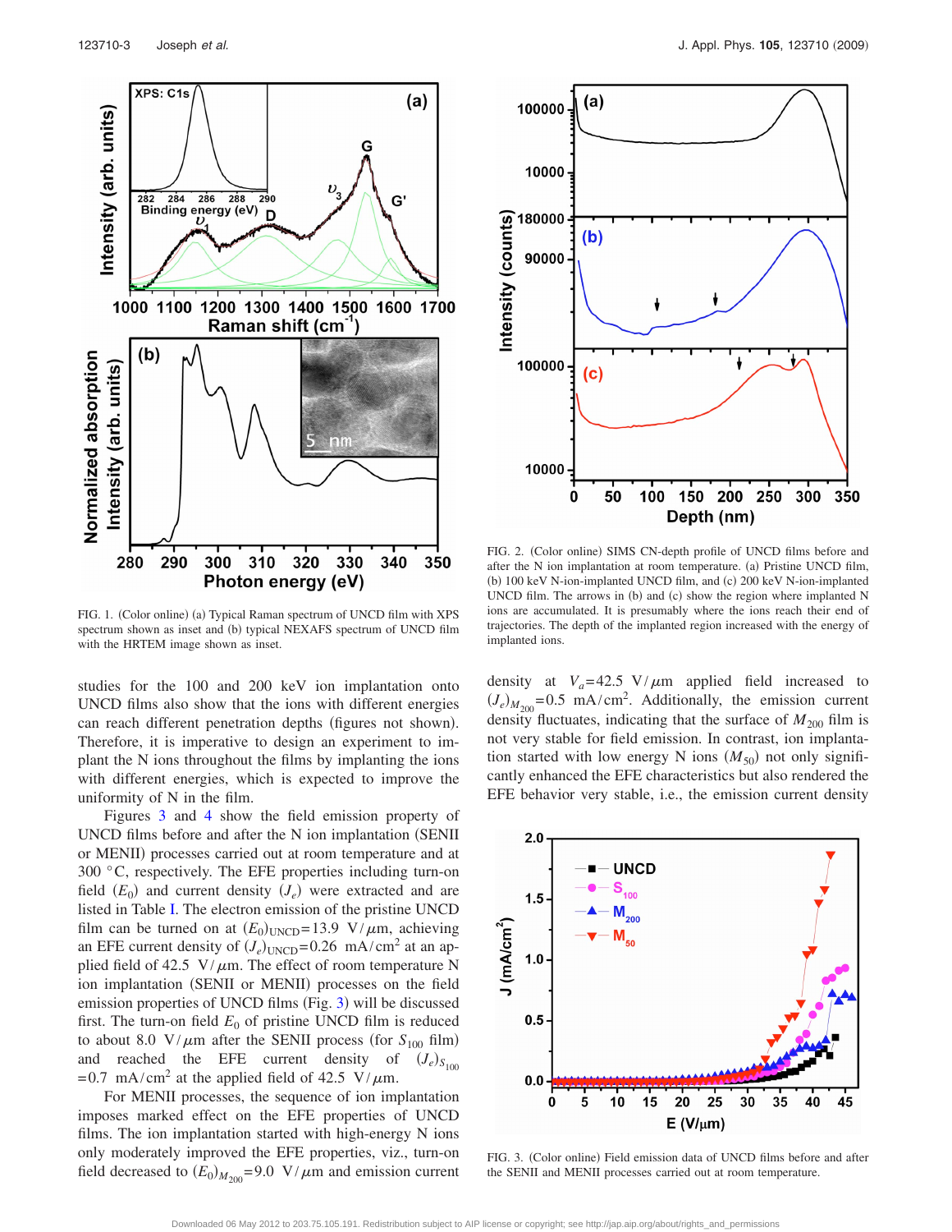FIG. 1. (Color online) (a) Typical Raman spectrum of UNCD film with XPS spectrum shown as inset and (b) typical NEXAFS spectrum of UNCD film with the HRTEM image shown as inset.

studies for the 100 and 200 keV ion implantation onto UNCD films also show that the ions with different energies can reach different penetration depths (figures not shown). Therefore, it is imperative to design an experiment to implant the N ions throughout the films by implanting the ions with different energies, which is expected to improve the uniformity of N in the film.

Figures 3 and 4 show the field emission property of UNCD films before and after the N ion implantation (SENII or MENII) processes carried out at room temperature and at 300 °C, respectively. The EFE properties including turn-on field ($E_0$) and current density ($J_e$) were extracted and are listed in Table I. The electron emission of the pristine UNCD film can be turned on at $(E_0)_{\mathrm{UNCD}}=13.9$ V/$\mu$m, achieving an EFE current density of $(J_e)_{\mathrm{UNCD}}=0.26$ mA/cm$^2$ at an applied field of 42.5 V/$\mu$m. The effect of room temperature N ion implantation (SENII or MENII) processes on the field emission properties of UNCD films (Fig. 3) will be discussed first. The turn-on field $E_0$ of pristine UNCD film is reduced to about 8.0 V/$\mu$m after the SENII process (for $S_{100}$ film) and reached the EFE current density of $(J_e)_{S_{100}}=0.7$ mA/cm$^2$ at the applied field of 42.5 V/$\mu$m.

For MENII processes, the sequence of ion implantation imposes marked effect on the EFE properties of UNCD films. The ion implantation started with high-energy N ions only moderately improved the EFE properties, viz., turn-on field decreased to $(E_0)_{M_{200}}=9.0$ V/$\mu$m and emission current density at $V_a=42.5$ V/$\mu$m applied field increased to $(J_e)_{M_{200}}=0.5$ mA/cm$^2$. Additionally, the emission current density fluctuates, indicating that the surface of $M_{200}$ film is not very stable for field emission. In contrast, ion implantation started with low energy N ions ($M_{50}$) not only significantly enhanced the EFE characteristics but also rendered the EFE behavior very stable, i.e., the emission current density

FIG. 2. (Color online) SIMS CN-depth profile of UNCD films before and after the N ion implantation at room temperature. (a) Pristine UNCD film, (b) 100 keV N-ion-implanted UNCD film, and (c) 200 keV N-ion-implanted UNCD film. The arrows in (b) and (c) show the region where implanted N ions are accumulated. It is presumably where the ions reach their end of trajectories. The depth of the implanted region increased with the energy of implanted ions.

FIG. 3. (Color online) Field emission data of UNCD films before and after the SENII and MENII processes carried out at room temperature.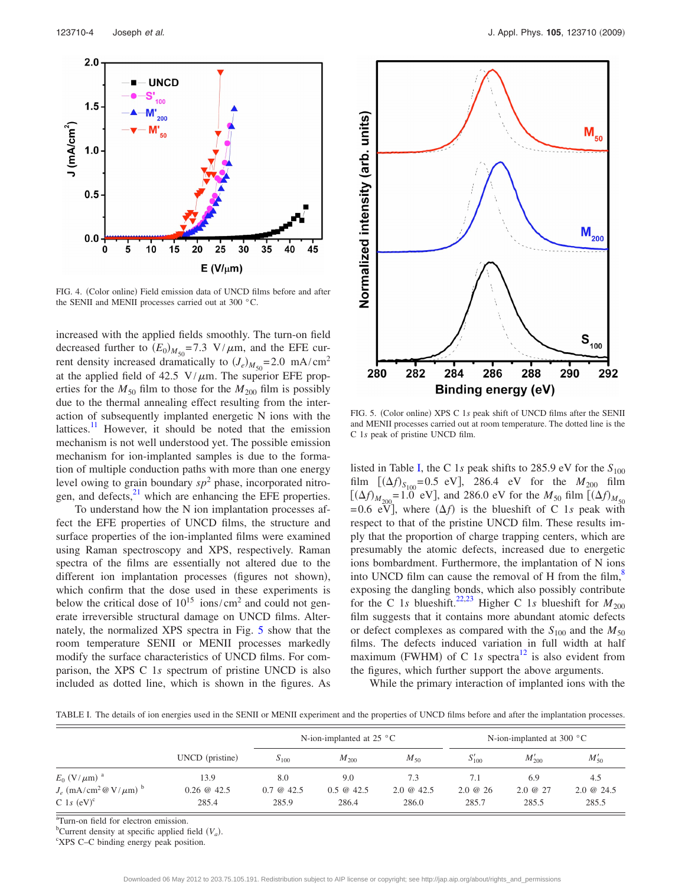FIG. 4. (Color online) Field emission data of UNCD films before and after the SENII and MENII processes carried out at 300 °C.

increased with the applied fields smoothly. The turn-on field decreased further to $(E_0)_{M_{50}}=7.3$ V/μm, and the EFE current density increased dramatically to $(J_e)_{M_{50}}=2.0$ mA/cm$^2$ at the applied field of 42.5 V/μm. The superior EFE properties for the $M_{50}$ film to those for the $M_{200}$ film is possibly due to the thermal annealing effect resulting from the interaction of subsequently implanted energetic N ions with the lattices.[11] However, it should be noted that the emission mechanism is not well understood yet. The possible emission mechanism for ion-implanted samples is due to the formation of multiple conduction paths with more than one energy level owing to grain boundary $sp^2$ phase, incorporated nitrogen, and defects,[21] which are enhancing the EFE properties.

To understand how the N ion implantation processes affect the EFE properties of UNCD films, the structure and surface properties of the ion-implanted films were examined using Raman spectroscopy and XPS, respectively. Raman spectra of the films are essentially not altered due to the different ion implantation processes (figures not shown), which confirm that the dose used in these experiments is below the critical dose of $10^{15}$ ions/cm$^2$ and could not generate irreversible structural damage on UNCD films. Alternately, the normalized XPS spectra in Fig. 5 show that the room temperature SENII or MENII processes markedly modify the surface characteristics of UNCD films. For comparison, the XPS C 1$s$ spectrum of pristine UNCD is also included as dotted line, which is shown in the figures. As listed in Table I, the C 1$s$ peak shifts to 285.9 eV for the $S_{100}$ film $[(\Delta f)_{S_{100}}=0.5$ eV$]$, 286.4 eV for the $M_{200}$ film $[(\Delta f)_{M_{200}}=1.0$ eV$]$, and 286.0 eV for the $M_{50}$ film $[(\Delta f)_{M_{50}}=0.6$ eV$]$, where $(\Delta f)$ is the blueshift of C 1$s$ peak with respect to that of the pristine UNCD film. These results imply that the proportion of charge trapping centers, which are presumably the atomic defects, increased due to energetic ions bombardment. Furthermore, the implantation of N ions into UNCD film can cause the removal of H from the film,[8] exposing the dangling bonds, which also possibly contribute for the C 1$s$ blueshift.[22,23] Higher C 1$s$ blueshift for $M_{200}$ film suggests that it contains more abundant atomic defects or defect complexes as compared with the $S_{100}$ and the $M_{50}$ films. The defects induced variation in full width at half maximum (FWHM) of C 1$s$ spectra[12] is also evident from the figures, which further support the above arguments.

FIG. 5. (Color online) XPS C 1$s$ peak shift of UNCD films after the SENII and MENII processes carried out at room temperature. The dotted line is the C 1$s$ peak of pristine UNCD film.

While the primary interaction of implanted ions with the

TABLE I. The details of ion energies used in the SENII or MENII experiment and the properties of UNCD films before and after the implantation processes.

| | UNCD (pristine) | N-ion-implanted at 25 °C | | | N-ion-implanted at 300 °C | | |
|---|---|---|---|---|---|---|---|
| | | $S_{100}$ | $M_{200}$ | $M_{50}$ | $S'_{100}$ | $M'_{200}$ | $M'_{50}$ |
| $E_0$ (V/μm) [a] | 13.9 | 8.0 | 9.0 | 7.3 | 7.1 | 6.9 | 4.5 |
| $J_e$ (mA/cm$^2$@V/μm) [b] | 0.26 @ 42.5 | 0.7 @ 42.5 | 0.5 @ 42.5 | 2.0 @ 42.5 | 2.0 @ 26 | 2.0 @ 27 | 2.0 @ 24.5 |
| C 1$s$ (eV)[c] | 285.4 | 285.9 | 286.4 | 286.0 | 285.7 | 285.5 | 285.5 |

[a]Turn-on field for electron emission.
[b]Current density at specific applied field $(V_a)$.
[c]XPS C–C binding energy peak position.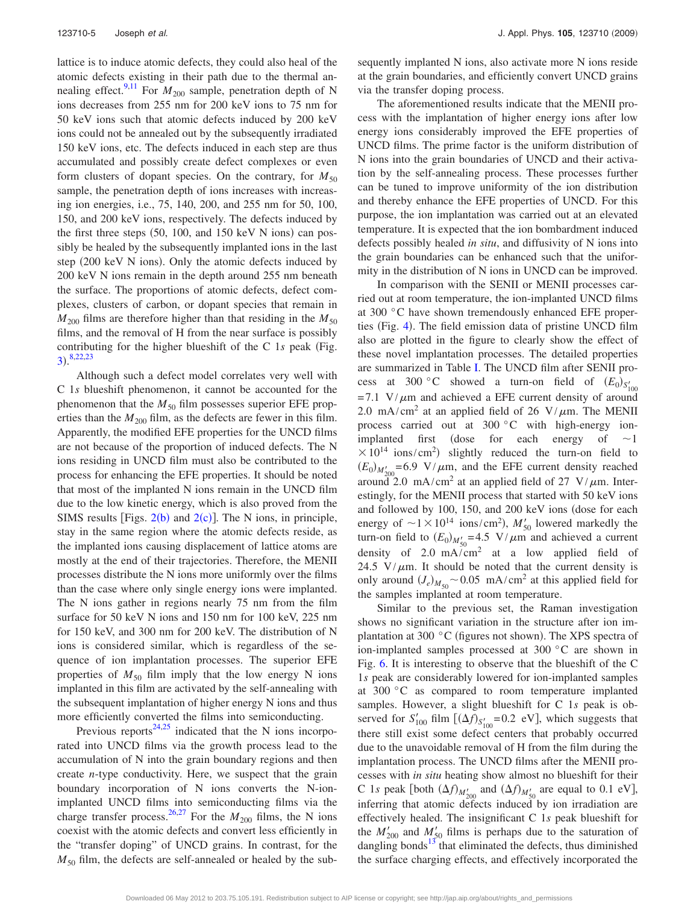lattice is to induce atomic defects, they could also heal of the atomic defects existing in their path due to the thermal annealing effect.[9,11] For $M_{200}$ sample, penetration depth of N ions decreases from 255 nm for 200 keV ions to 75 nm for 50 keV ions such that atomic defects induced by 200 keV ions could not be annealed out by the subsequently irradiated 150 keV ions, etc. The defects induced in each step are thus accumulated and possibly create defect complexes or even form clusters of dopant species. On the contrary, for $M_{50}$ sample, the penetration depth of ions increases with increasing ion energies, i.e., 75, 140, 200, and 255 nm for 50, 100, 150, and 200 keV ions, respectively. The defects induced by the first three steps (50, 100, and 150 keV N ions) can possibly be healed by the subsequently implanted ions in the last step (200 keV N ions). Only the atomic defects induced by 200 keV N ions remain in the depth around 255 nm beneath the surface. The proportions of atomic defects, defect complexes, clusters of carbon, or dopant species that remain in $M_{200}$ films are therefore higher than that residing in the $M_{50}$ films, and the removal of H from the near surface is possibly contributing for the higher blueshift of the C 1*s* peak (Fig. 3).[8,22,23]

Although such a defect model correlates very well with C 1*s* blueshift phenomenon, it cannot be accounted for the phenomenon that the $M_{50}$ film possesses superior EFE properties than the $M_{200}$ film, as the defects are fewer in this film. Apparently, the modified EFE properties for the UNCD films are not because of the proportion of induced defects. The N ions residing in UNCD film must also be contributed to the process for enhancing the EFE properties. It should be noted that most of the implanted N ions remain in the UNCD film due to the low kinetic energy, which is also proved from the SIMS results [Figs. 2(b) and 2(c)]. The N ions, in principle, stay in the same region where the atomic defects reside, as the implanted ions causing displacement of lattice atoms are mostly at the end of their trajectories. Therefore, the MENII processes distribute the N ions more uniformly over the films than the case where only single energy ions were implanted. The N ions gather in regions nearly 75 nm from the film surface for 50 keV N ions and 150 nm for 100 keV, 225 nm for 150 keV, and 300 nm for 200 keV. The distribution of N ions is considered similar, which is regardless of the sequence of ion implantation processes. The superior EFE properties of $M_{50}$ film imply that the low energy N ions implanted in this film are activated by the self-annealing with the subsequent implantation of higher energy N ions and thus more efficiently converted the films into semiconducting.

Previous reports[24,25] indicated that the N ions incorporated into UNCD films via the growth process lead to the accumulation of N into the grain boundary regions and then create *n*-type conductivity. Here, we suspect that the grain boundary incorporation of N ions converts the N-ion-implanted UNCD films into semiconducting films via the charge transfer process.[26,27] For the $M_{200}$ films, the N ions coexist with the atomic defects and convert less efficiently in the "transfer doping" of UNCD grains. In contrast, for the $M_{50}$ film, the defects are self-annealed or healed by the subsequently implanted N ions, also activate more N ions reside at the grain boundaries, and efficiently convert UNCD grains via the transfer doping process.

The aforementioned results indicate that the MENII process with the implantation of higher energy ions after low energy ions considerably improved the EFE properties of UNCD films. The prime factor is the uniform distribution of N ions into the grain boundaries of UNCD and their activation by the self-annealing process. These processes further can be tuned to improve uniformity of the ion distribution and thereby enhance the EFE properties of UNCD. For this purpose, the ion implantation was carried out at an elevated temperature. It is expected that the ion bombardment induced defects possibly healed *in situ*, and diffusivity of N ions into the grain boundaries can be enhanced such that the uniformity in the distribution of N ions in UNCD can be improved.

In comparison with the SENII or MENII processes carried out at room temperature, the ion-implanted UNCD films at 300 °C have shown tremendously enhanced EFE properties (Fig. 4). The field emission data of pristine UNCD film also are plotted in the figure to clearly show the effect of these novel implantation processes. The detailed properties are summarized in Table I. The UNCD film after SENII process at 300 °C showed a turn-on field of $(E_0)_{S'_{100}}=7.1\ \mathrm{V}/\mu\mathrm{m}$ and achieved a EFE current density of around 2.0 $\mathrm{mA/cm^2}$ at an applied field of 26 $\mathrm{V}/\mu\mathrm{m}$. The MENII process carried out at 300 °C with high-energy ion-implanted first (dose for each energy of $\sim 1\times 10^{14}\ \mathrm{ions/cm^2}$) slightly reduced the turn-on field to $(E_0)_{M'_{200}}=6.9\ \mathrm{V}/\mu\mathrm{m}$, and the EFE current density reached around 2.0 $\mathrm{mA/cm^2}$ at an applied field of 27 $\mathrm{V}/\mu\mathrm{m}$. Interestingly, for the MENII process that started with 50 keV ions and followed by 100, 150, and 200 keV ions (dose for each energy of $\sim 1\times 10^{14}\ \mathrm{ions/cm^2}$), $M'_{50}$ lowered markedly the turn-on field to $(E_0)_{M'_{50}}=4.5\ \mathrm{V}/\mu\mathrm{m}$ and achieved a current density of 2.0 $\mathrm{mA/cm^2}$ at a low applied field of 24.5 $\mathrm{V}/\mu\mathrm{m}$. It should be noted that the current density is only around $(J_e)_{M_{50}}\sim 0.05\ \mathrm{mA/cm^2}$ at this applied field for the samples implanted at room temperature.

Similar to the previous set, the Raman investigation shows no significant variation in the structure after ion implantation at 300 °C (figures not shown). The XPS spectra of ion-implanted samples processed at 300 °C are shown in Fig. 6. It is interesting to observe that the blueshift of the C 1*s* peak are considerably lowered for ion-implanted samples at 300 °C as compared to room temperature implanted samples. However, a slight blueshift for C 1*s* peak is observed for $S'_{100}$ film $[(\Delta f)_{S'_{100}}=0.2\ \mathrm{eV}]$, which suggests that there still exist some defect centers that probably occurred due to the unavoidable removal of H from the film during the implantation process. The UNCD films after the MENII processes with *in situ* heating show almost no blueshift for their C 1*s* peak [both $(\Delta f)_{M'_{200}}$ and $(\Delta f)_{M'_{50}}$ are equal to 0.1 eV], inferring that atomic defects induced by ion irradiation are effectively healed. The insignificant C 1*s* peak blueshift for the $M'_{200}$ and $M'_{50}$ films is perhaps due to the saturation of dangling bonds[13] that eliminated the defects, thus diminished the surface charging effects, and effectively incorporated the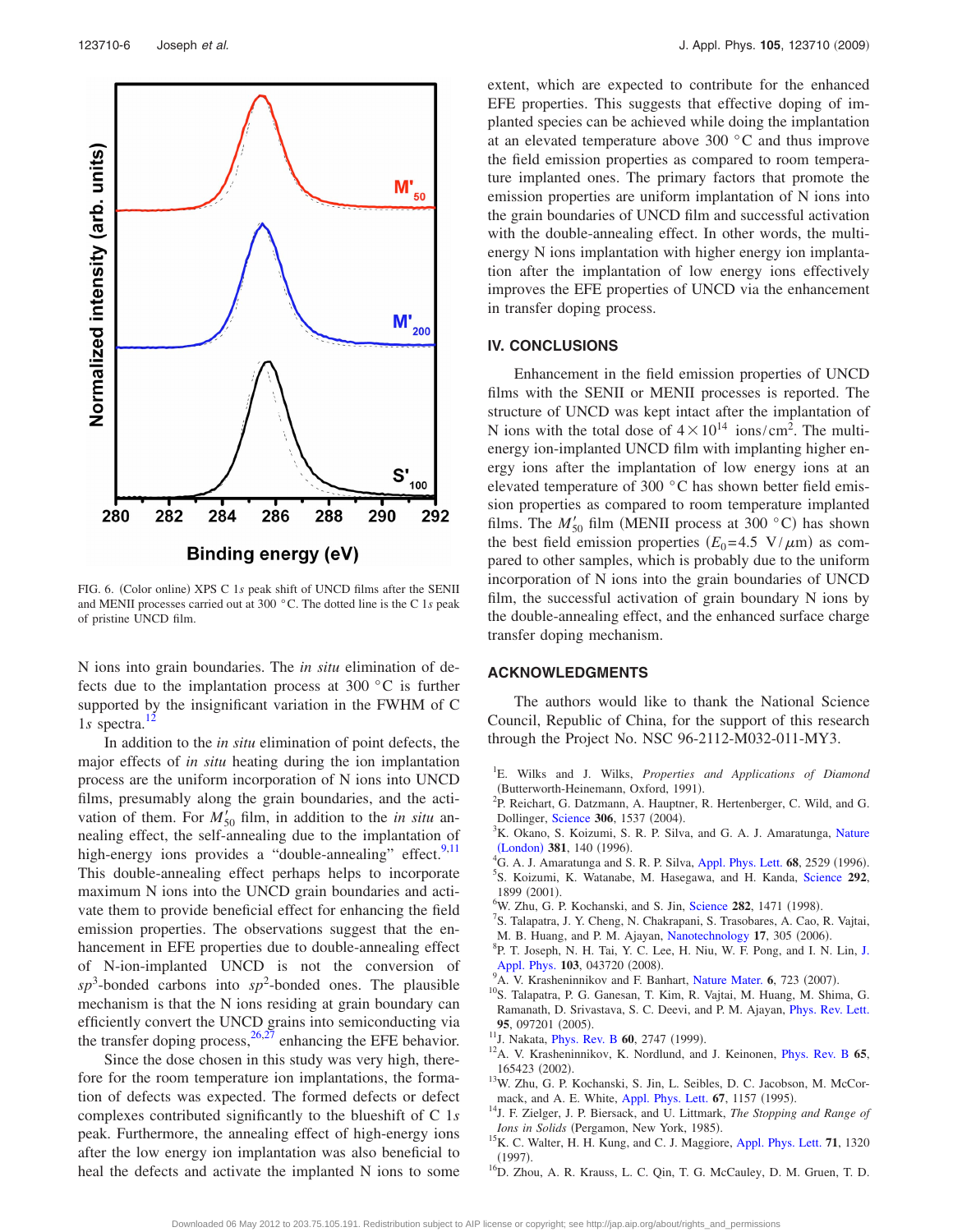FIG. 6. (Color online) XPS C 1*s* peak shift of UNCD films after the SENII and MENII processes carried out at 300 °C. The dotted line is the C 1*s* peak of pristine UNCD film.

N ions into grain boundaries. The *in situ* elimination of defects due to the implantation process at 300 °C is further supported by the insignificant variation in the FWHM of C 1*s* spectra.[12]

In addition to the *in situ* elimination of point defects, the major effects of *in situ* heating during the ion implantation process are the uniform incorporation of N ions into UNCD films, presumably along the grain boundaries, and the activation of them. For $M'_{50}$ film, in addition to the *in situ* annealing effect, the self-annealing due to the implantation of high-energy ions provides a "double-annealing" effect.[9,11] This double-annealing effect perhaps helps to incorporate maximum N ions into the UNCD grain boundaries and activate them to provide beneficial effect for enhancing the field emission properties. The observations suggest that the enhancement in EFE properties due to double-annealing effect of N-ion-implanted UNCD is not the conversion of $sp^3$-bonded carbons into $sp^2$-bonded ones. The plausible mechanism is that the N ions residing at grain boundary can efficiently convert the UNCD grains into semiconducting via the transfer doping process,[26,27] enhancing the EFE behavior.

Since the dose chosen in this study was very high, therefore for the room temperature ion implantations, the formation of defects was expected. The formed defects or defect complexes contributed significantly to the blueshift of C 1*s* peak. Furthermore, the annealing effect of high-energy ions after the low energy ion implantation was also beneficial to heal the defects and activate the implanted N ions to some extent, which are expected to contribute for the enhanced EFE properties. This suggests that effective doping of implanted species can be achieved while doing the implantation at an elevated temperature above 300 °C and thus improve the field emission properties as compared to room temperature implanted ones. The primary factors that promote the emission properties are uniform implantation of N ions into the grain boundaries of UNCD film and successful activation with the double-annealing effect. In other words, the multi-energy N ions implantation with higher energy ion implantation after the implantation of low energy ions effectively improves the EFE properties of UNCD via the enhancement in transfer doping process.

## IV. CONCLUSIONS

Enhancement in the field emission properties of UNCD films with the SENII or MENII processes is reported. The structure of UNCD was kept intact after the implantation of N ions with the total dose of $4\times10^{14}$ ions/cm$^2$. The multi-energy ion-implanted UNCD film with implanting higher energy ions after the implantation of low energy ions at an elevated temperature of 300 °C has shown better field emission properties as compared to room temperature implanted films. The $M'_{50}$ film (MENII process at 300 °C) has shown the best field emission properties ($E_0$=4.5 V/μm) as compared to other samples, which is probably due to the uniform incorporation of N ions into the grain boundaries of UNCD film, the successful activation of grain boundary N ions by the double-annealing effect, and the enhanced surface charge transfer doping mechanism.

## ACKNOWLEDGMENTS

The authors would like to thank the National Science Council, Republic of China, for the support of this research through the Project No. NSC 96-2112-M032-011-MY3.

[1] E. Wilks and J. Wilks, *Properties and Applications of Diamond* (Butterworth-Heinemann, Oxford, 1991).
[2] P. Reichart, G. Datzmann, A. Hauptner, R. Hertenberger, C. Wild, and G. Dollinger, Science **306**, 1537 (2004).
[3] K. Okano, S. Koizumi, S. R. P. Silva, and G. A. J. Amaratunga, Nature (London) **381**, 140 (1996).
[4] G. A. J. Amaratunga and S. R. P. Silva, Appl. Phys. Lett. **68**, 2529 (1996).
[5] S. Koizumi, K. Watanabe, M. Hasegawa, and H. Kanda, Science **292**, 1899 (2001).
[6] W. Zhu, G. P. Kochanski, and S. Jin, Science **282**, 1471 (1998).
[7] S. Talapatra, J. Y. Cheng, N. Chakrapani, S. Trasobares, A. Cao, R. Vajtai, M. B. Huang, and P. M. Ajayan, Nanotechnology **17**, 305 (2006).
[8] P. T. Joseph, N. H. Tai, Y. C. Lee, H. Niu, W. F. Pong, and I. N. Lin, J. Appl. Phys. **103**, 043720 (2008).
[9] A. V. Krasheninnikov and F. Banhart, Nature Mater. **6**, 723 (2007).
[10] S. Talapatra, P. G. Ganesan, T. Kim, R. Vajtai, M. Huang, M. Shima, G. Ramanath, D. Srivastava, S. C. Deevi, and P. M. Ajayan, Phys. Rev. Lett. **95**, 097201 (2005).
[11] J. Nakata, Phys. Rev. B **60**, 2747 (1999).
[12] A. V. Krasheninnikov, K. Nordlund, and J. Keinonen, Phys. Rev. B **65**, 165423 (2002).
[13] W. Zhu, G. P. Kochanski, S. Jin, L. Seibles, D. C. Jacobson, M. McCormack, and A. E. White, Appl. Phys. Lett. **67**, 1157 (1995).
[14] J. F. Ziegler, J. P. Biersack, and U. Littmark, *The Stopping and Range of Ions in Solids* (Pergamon, New York, 1985).
[15] K. C. Walter, H. H. Kung, and C. J. Maggiore, Appl. Phys. Lett. **71**, 1320 (1997).
[16] D. Zhou, A. R. Krauss, L. C. Qin, T. G. McCauley, D. M. Gruen, T. D.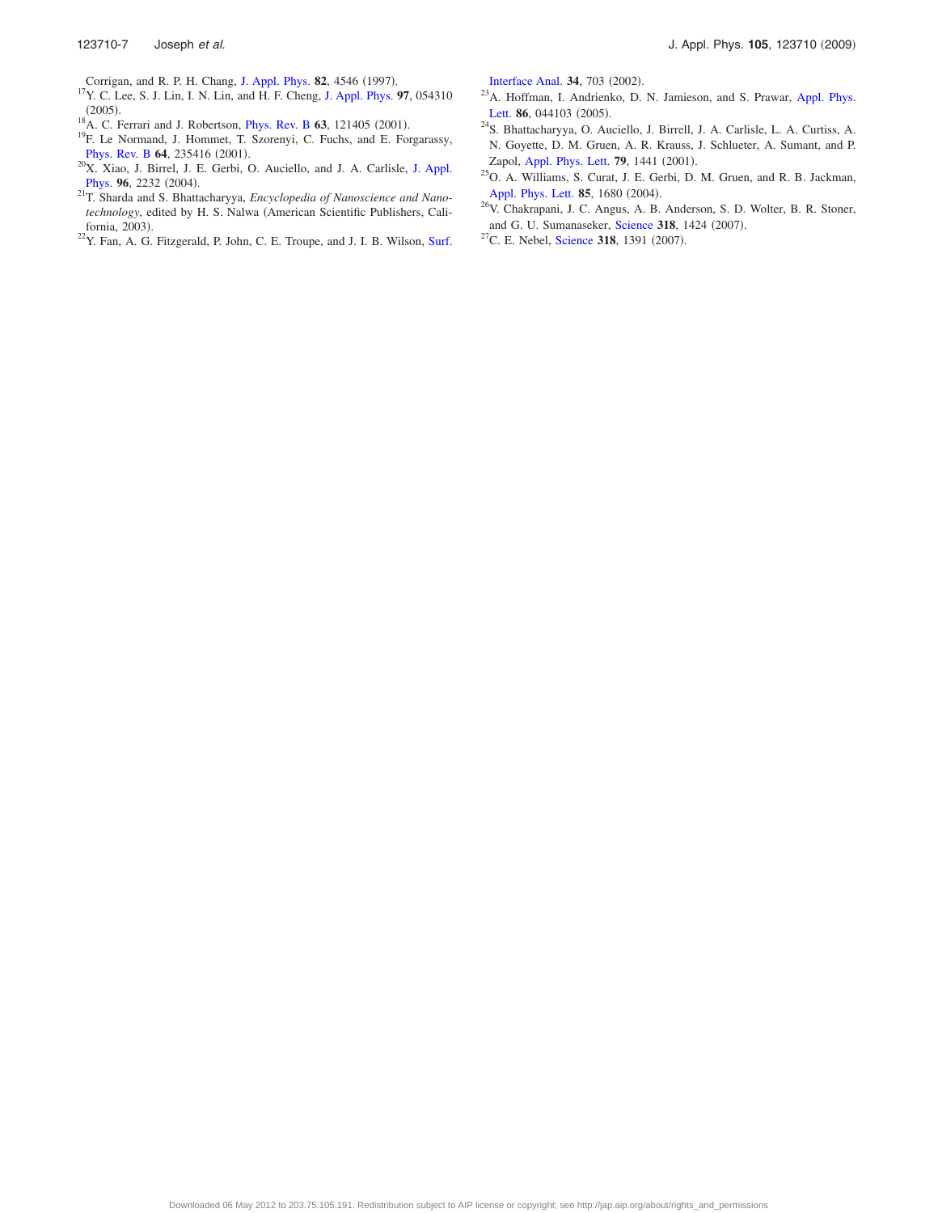Corrigan, and R. P. H. Chang, J. Appl. Phys. **82**, 4546 (1997).

[17]Y. C. Lee, S. J. Lin, I. N. Lin, and H. F. Cheng, J. Appl. Phys. **97**, 054310 (2005).

[18]A. C. Ferrari and J. Robertson, Phys. Rev. B **63**, 121405 (2001).

[19]F. Le Normand, J. Hommet, T. Szorenyi, C. Fuchs, and E. Forgarassy, Phys. Rev. B **64**, 235416 (2001).

[20]X. Xiao, J. Birrel, J. E. Gerbi, O. Auciello, and J. A. Carlisle, J. Appl. Phys. **96**, 2232 (2004).

[21]T. Sharda and S. Bhattacharyya, *Encyclopedia of Nanoscience and Nanotechnology*, edited by H. S. Nalwa (American Scientific Publishers, California, 2003).

[22]Y. Fan, A. G. Fitzgerald, P. John, C. E. Troupe, and J. I. B. Wilson, Surf. Interface Anal. **34**, 703 (2002).

[23]A. Hoffman, I. Andrienko, D. N. Jamieson, and S. Prawar, Appl. Phys. Lett. **86**, 044103 (2005).

[24]S. Bhattacharyya, O. Auciello, J. Birrell, J. A. Carlisle, L. A. Curtiss, A. N. Goyette, D. M. Gruen, A. R. Krauss, J. Schlueter, A. Sumant, and P. Zapol, Appl. Phys. Lett. **79**, 1441 (2001).

[25]O. A. Williams, S. Curat, J. E. Gerbi, D. M. Gruen, and R. B. Jackman, Appl. Phys. Lett. **85**, 1680 (2004).

[26]V. Chakrapani, J. C. Angus, A. B. Anderson, S. D. Wolter, B. R. Stoner, and G. U. Sumanaseker, Science **318**, 1424 (2007).

[27]C. E. Nebel, Science **318**, 1391 (2007).